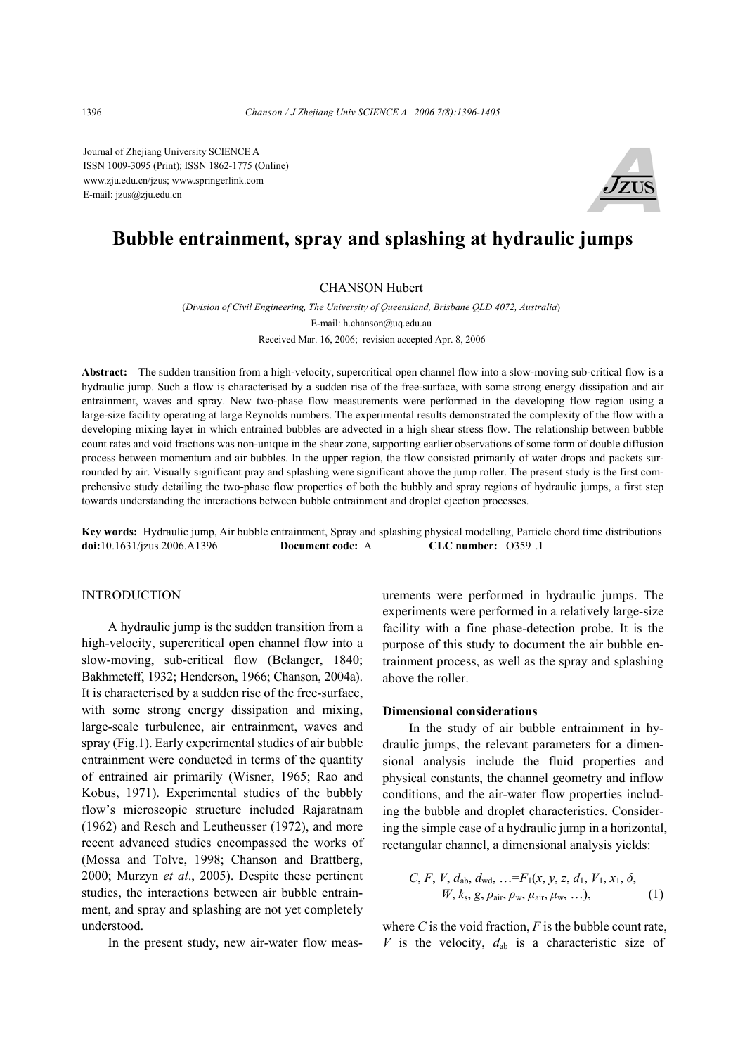Journal of Zhejiang University SCIENCE A
ISSN 1009-3095 (Print); ISSN 1862-1775 (Online)
www.zju.edu.cn/jzus; www.springerlink.com
E-mail: jzus@zju.edu.cn

# Bubble entrainment, spray and splashing at hydraulic jumps

CHANSON Hubert

(*Division of Civil Engineering, The University of Queensland, Brisbane QLD 4072, Australia*)
E-mail: h.chanson@uq.edu.au
Received Mar. 16, 2006; revision accepted Apr. 8, 2006

**Abstract:** The sudden transition from a high-velocity, supercritical open channel flow into a slow-moving sub-critical flow is a hydraulic jump. Such a flow is characterised by a sudden rise of the free-surface, with some strong energy dissipation and air entrainment, waves and spray. New two-phase flow measurements were performed in the developing flow region using a large-size facility operating at large Reynolds numbers. The experimental results demonstrated the complexity of the flow with a developing mixing layer in which entrained bubbles are advected in a high shear stress flow. The relationship between bubble count rates and void fractions was non-unique in the shear zone, supporting earlier observations of some form of double diffusion process between momentum and air bubbles. In the upper region, the flow consisted primarily of water drops and packets surrounded by air. Visually significant pray and splashing were significant above the jump roller. The present study is the first comprehensive study detailing the two-phase flow properties of both the bubbly and spray regions of hydraulic jumps, a first step towards understanding the interactions between bubble entrainment and droplet ejection processes.

**Key words:** Hydraulic jump, Air bubble entrainment, Spray and splashing physical modelling, Particle chord time distributions
**doi:**10.1631/jzus.2006.A1396 **Document code:** A **CLC number:** O359$^{+}$.1

## INTRODUCTION

A hydraulic jump is the sudden transition from a high-velocity, supercritical open channel flow into a slow-moving, sub-critical flow (Belanger, 1840; Bakhmeteff, 1932; Henderson, 1966; Chanson, 2004a). It is characterised by a sudden rise of the free-surface, with some strong energy dissipation and mixing, large-scale turbulence, air entrainment, waves and spray (Fig.1). Early experimental studies of air bubble entrainment were conducted in terms of the quantity of entrained air primarily (Wisner, 1965; Rao and Kobus, 1971). Experimental studies of the bubbly flow's microscopic structure included Rajaratnam (1962) and Resch and Leutheusser (1972), and more recent advanced studies encompassed the works of (Mossa and Tolve, 1998; Chanson and Brattberg, 2000; Murzyn *et al*., 2005). Despite these pertinent studies, the interactions between air bubble entrainment, and spray and splashing are not yet completely understood.

In the present study, new air-water flow measurements were performed in hydraulic jumps. The experiments were performed in a relatively large-size facility with a fine phase-detection probe. It is the purpose of this study to document the air bubble entrainment process, as well as the spray and splashing above the roller.

### Dimensional considerations

In the study of air bubble entrainment in hydraulic jumps, the relevant parameters for a dimensional analysis include the fluid properties and physical constants, the channel geometry and inflow conditions, and the air-water flow properties including the bubble and droplet characteristics. Considering the simple case of a hydraulic jump in a horizontal, rectangular channel, a dimensional analysis yields:

$$C, F, V, d_{ab}, d_{wd}, \ldots = F_1(x, y, z, d_1, V_1, x_1, \delta, W, k_s, g, \rho_{air}, \rho_w, \mu_{air}, \mu_w, \ldots), \tag{1}$$

where $C$ is the void fraction, $F$ is the bubble count rate, $V$ is the velocity, $d_{ab}$ is a characteristic size of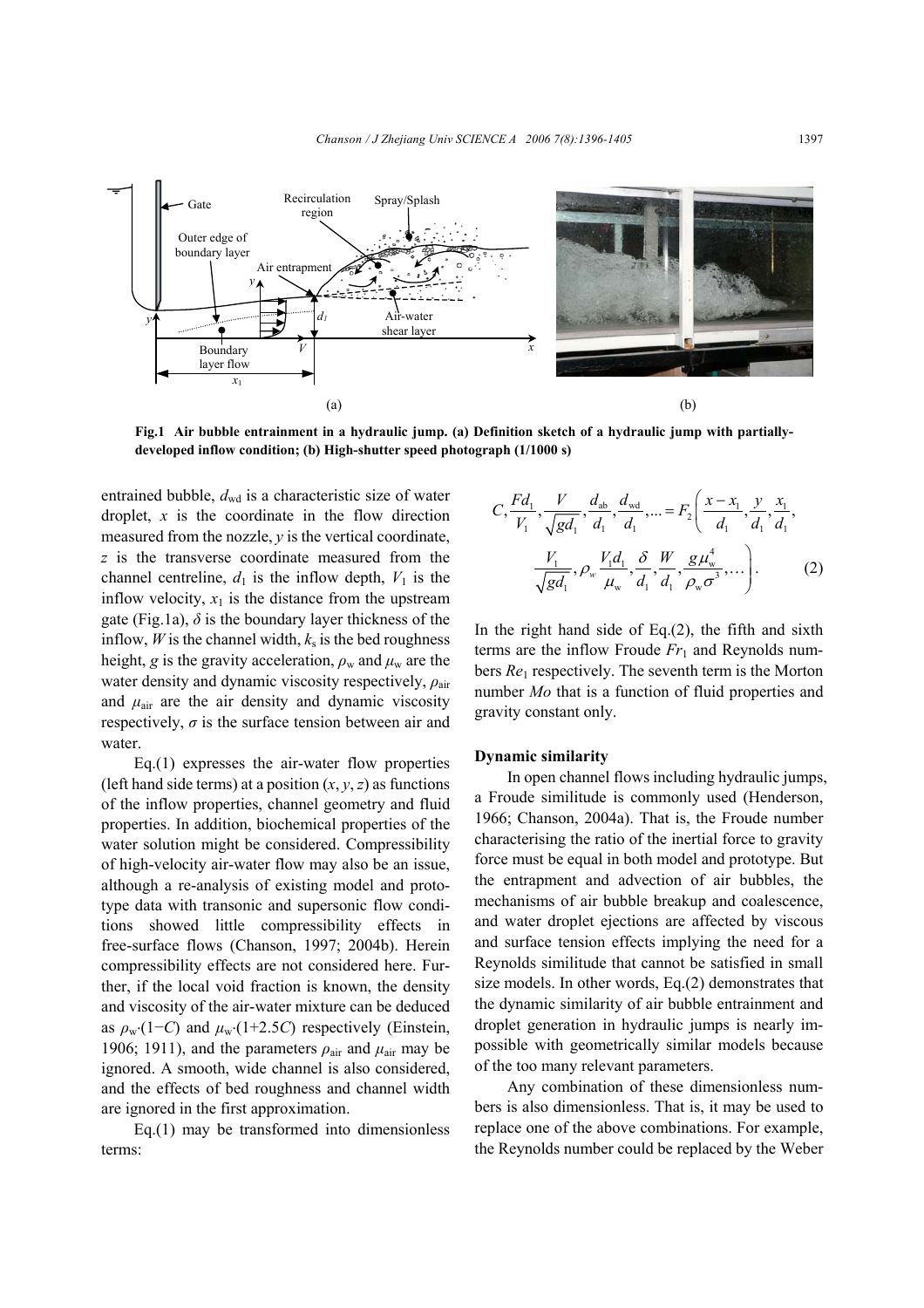Fig.1 Air bubble entrainment in a hydraulic jump. (a) Definition sketch of a hydraulic jump with partially-developed inflow condition; (b) High-shutter speed photograph (1/1000 s)

entrained bubble, $d_{wd}$ is a characteristic size of water droplet, $x$ is the coordinate in the flow direction measured from the nozzle, $y$ is the vertical coordinate, $z$ is the transverse coordinate measured from the channel centreline, $d_1$ is the inflow depth, $V_1$ is the inflow velocity, $x_1$ is the distance from the upstream gate (Fig.1a), $\delta$ is the boundary layer thickness of the inflow, $W$ is the channel width, $k_s$ is the bed roughness height, $g$ is the gravity acceleration, $\rho_w$ and $\mu_w$ are the water density and dynamic viscosity respectively, $\rho_{air}$ and $\mu_{air}$ are the air density and dynamic viscosity respectively, $\sigma$ is the surface tension between air and water.

Eq.(1) expresses the air-water flow properties (left hand side terms) at a position $(x, y, z)$ as functions of the inflow properties, channel geometry and fluid properties. In addition, biochemical properties of the water solution might be considered. Compressibility of high-velocity air-water flow may also be an issue, although a re-analysis of existing model and prototype data with transonic and supersonic flow conditions showed little compressibility effects in free-surface flows (Chanson, 1997; 2004b). Herein compressibility effects are not considered here. Further, if the local void fraction is known, the density and viscosity of the air-water mixture can be deduced as $\rho_w \cdot (1-C)$ and $\mu_w \cdot (1+2.5C)$ respectively (Einstein, 1906; 1911), and the parameters $\rho_{air}$ and $\mu_{air}$ may be ignored. A smooth, wide channel is also considered, and the effects of bed roughness and channel width are ignored in the first approximation.

Eq.(1) may be transformed into dimensionless terms:

$$C, \frac{Fd_1}{V_1}, \frac{V}{\sqrt{gd_1}}, \frac{d_{ab}}{d_1}, \frac{d_{wd}}{d_1}, ... = F_2\left(\frac{x - x_1}{d_1}, \frac{y}{d_1}, \frac{x_1}{d_1}, \frac{V_1}{\sqrt{gd_1}}, \rho_w \frac{V_1 d_1}{\mu_w}, \frac{\delta}{d_1}, \frac{W}{d_1}, \frac{g\mu_w^4}{\rho_w \sigma^3}, ...\right). \tag{2}$$

In the right hand side of Eq.(2), the fifth and sixth terms are the inflow Froude $Fr_1$ and Reynolds numbers $Re_1$ respectively. The seventh term is the Morton number $Mo$ that is a function of fluid properties and gravity constant only.

### Dynamic similarity

In open channel flows including hydraulic jumps, a Froude similitude is commonly used (Henderson, 1966; Chanson, 2004a). That is, the Froude number characterising the ratio of the inertial force to gravity force must be equal in both model and prototype. But the entrapment and advection of air bubbles, the mechanisms of air bubble breakup and coalescence, and water droplet ejections are affected by viscous and surface tension effects implying the need for a Reynolds similitude that cannot be satisfied in small size models. In other words, Eq.(2) demonstrates that the dynamic similarity of air bubble entrainment and droplet generation in hydraulic jumps is nearly impossible with geometrically similar models because of the too many relevant parameters.

Any combination of these dimensionless numbers is also dimensionless. That is, it may be used to replace one of the above combinations. For example, the Reynolds number could be replaced by the Weber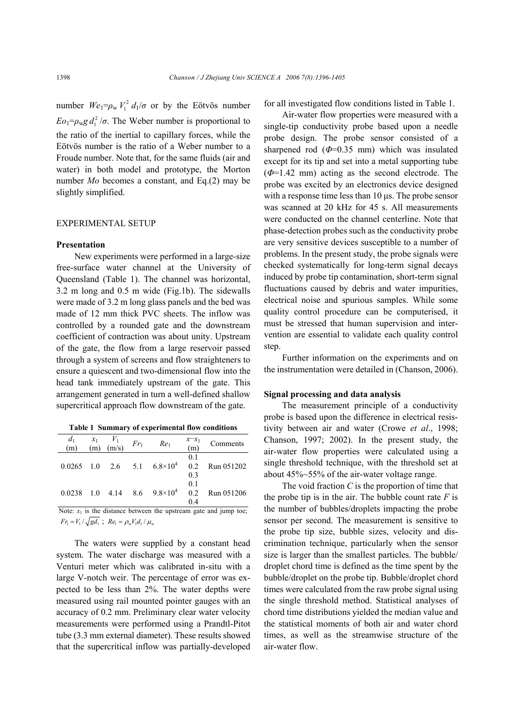number $We_1=\rho_w V_1^2 d_1/\sigma$ or by the Eötvös number $Eo_1=\rho_w g d_1^2/\sigma$. The Weber number is proportional to the ratio of the inertial to capillary forces, while the Eötvös number is the ratio of a Weber number to a Froude number. Note that, for the same fluids (air and water) in both model and prototype, the Morton number $Mo$ becomes a constant, and Eq.(2) may be slightly simplified.

## EXPERIMENTAL SETUP

### Presentation

New experiments were performed in a large-size free-surface water channel at the University of Queensland (Table 1). The channel was horizontal, 3.2 m long and 0.5 m wide (Fig.1b). The sidewalls were made of 3.2 m long glass panels and the bed was made of 12 mm thick PVC sheets. The inflow was controlled by a rounded gate and the downstream coefficient of contraction was about unity. Upstream of the gate, the flow from a large reservoir passed through a system of screens and flow straighteners to ensure a quiescent and two-dimensional flow into the head tank immediately upstream of the gate. This arrangement generated in turn a well-defined shallow supercritical approach flow downstream of the gate.

**Table 1 Summary of experimental flow conditions**

| $d_1$ (m) | $x_1$ (m) | $V_1$ (m/s) | $Fr_1$ | $Re_1$ | $x-x_1$ (m) | Comments |
|---|---|---|---|---|---|---|
| 0.0265 | 1.0 | 2.6 | 5.1 | $6.8\times10^4$ | 0.1<br>0.2<br>0.3 | Run 051202 |
| 0.0238 | 1.0 | 4.14 | 8.6 | $9.8\times10^4$ | 0.1<br>0.2<br>0.4 | Run 051206 |

Note: $x_1$ is the distance between the upstream gate and jump toe; $Fr_1=V_1/\sqrt{gd_1}$; $Re_1=\rho_w V_1 d_1/\mu_w$

The waters were supplied by a constant head system. The water discharge was measured with a Venturi meter which was calibrated in-situ with a large V-notch weir. The percentage of error was expected to be less than 2%. The water depths were measured using rail mounted pointer gauges with an accuracy of 0.2 mm. Preliminary clear water velocity measurements were performed using a Prandtl-Pitot tube (3.3 mm external diameter). These results showed that the supercritical inflow was partially-developed for all investigated flow conditions listed in Table 1.

Air-water flow properties were measured with a single-tip conductivity probe based upon a needle probe design. The probe sensor consisted of a sharpened rod ($\Phi$=0.35 mm) which was insulated except for its tip and set into a metal supporting tube ($\Phi$=1.42 mm) acting as the second electrode. The probe was excited by an electronics device designed with a response time less than 10 μs. The probe sensor was scanned at 20 kHz for 45 s. All measurements were conducted on the channel centerline. Note that phase-detection probes such as the conductivity probe are very sensitive devices susceptible to a number of problems. In the present study, the probe signals were checked systematically for long-term signal decays induced by probe tip contamination, short-term signal fluctuations caused by debris and water impurities, electrical noise and spurious samples. While some quality control procedure can be computerised, it must be stressed that human supervision and intervention are essential to validate each quality control step.

Further information on the experiments and on the instrumentation were detailed in (Chanson, 2006).

### Signal processing and data analysis

The measurement principle of a conductivity probe is based upon the difference in electrical resistivity between air and water (Crowe *et al*., 1998; Chanson, 1997; 2002). In the present study, the air-water flow properties were calculated using a single threshold technique, with the threshold set at about 45%~55% of the air-water voltage range.

The void fraction $C$ is the proportion of time that the probe tip is in the air. The bubble count rate $F$ is the number of bubbles/droplets impacting the probe sensor per second. The measurement is sensitive to the probe tip size, bubble sizes, velocity and discrimination technique, particularly when the sensor size is larger than the smallest particles. The bubble/droplet chord time is defined as the time spent by the bubble/droplet on the probe tip. Bubble/droplet chord times were calculated from the raw probe signal using the single threshold method. Statistical analyses of chord time distributions yielded the median value and the statistical moments of both air and water chord times, as well as the streamwise structure of the air-water flow.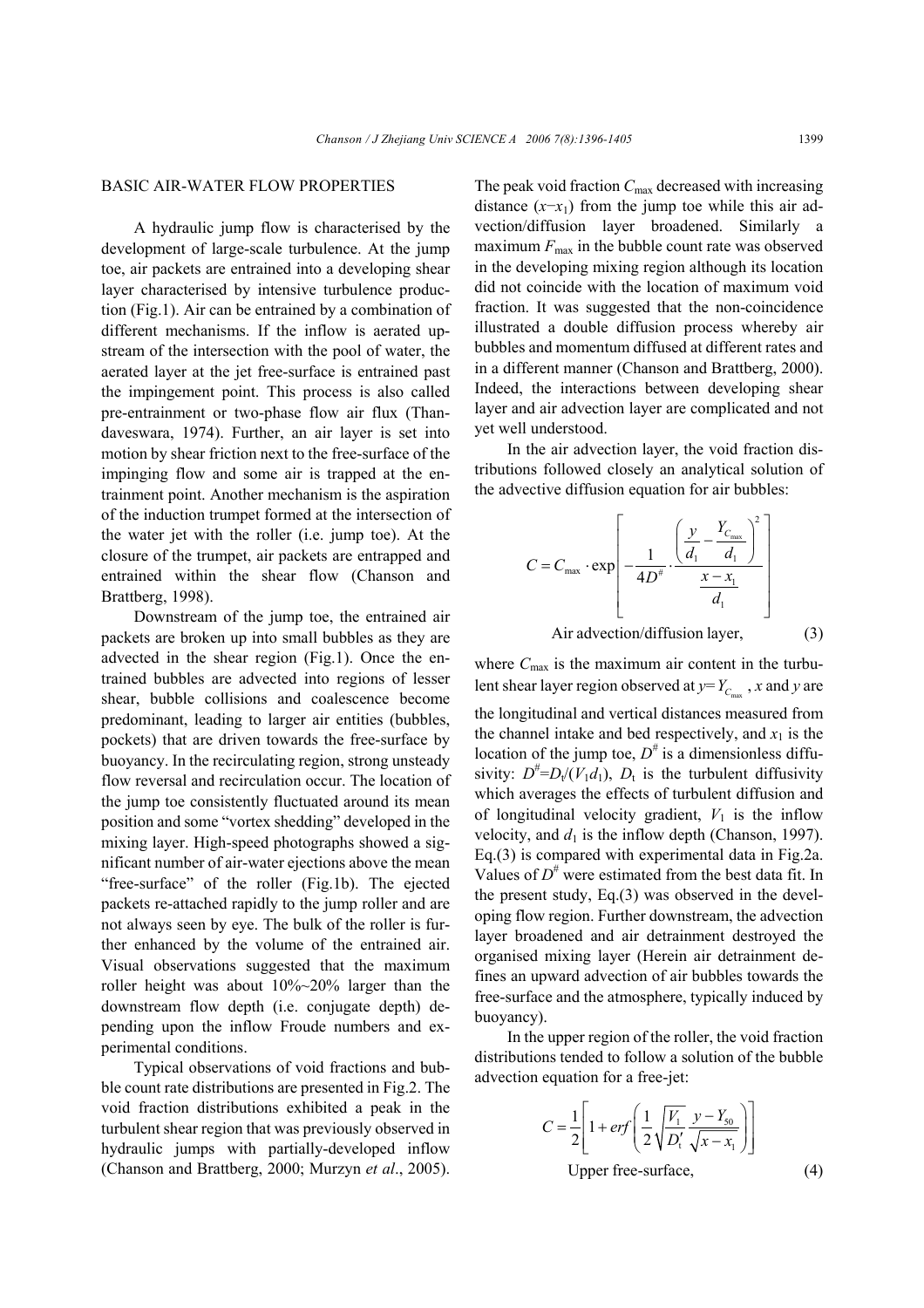## BASIC AIR-WATER FLOW PROPERTIES

A hydraulic jump flow is characterised by the development of large-scale turbulence. At the jump toe, air packets are entrained into a developing shear layer characterised by intensive turbulence production (Fig.1). Air can be entrained by a combination of different mechanisms. If the inflow is aerated upstream of the intersection with the pool of water, the aerated layer at the jet free-surface is entrained past the impingement point. This process is also called pre-entrainment or two-phase flow air flux (Thandaveswara, 1974). Further, an air layer is set into motion by shear friction next to the free-surface of the impinging flow and some air is trapped at the entrainment point. Another mechanism is the aspiration of the induction trumpet formed at the intersection of the water jet with the roller (i.e. jump toe). At the closure of the trumpet, air packets are entrapped and entrained within the shear flow (Chanson and Brattberg, 1998).

Downstream of the jump toe, the entrained air packets are broken up into small bubbles as they are advected in the shear region (Fig.1). Once the entrained bubbles are advected into regions of lesser shear, bubble collisions and coalescence become predominant, leading to larger air entities (bubbles, pockets) that are driven towards the free-surface by buoyancy. In the recirculating region, strong unsteady flow reversal and recirculation occur. The location of the jump toe consistently fluctuated around its mean position and some "vortex shedding" developed in the mixing layer. High-speed photographs showed a significant number of air-water ejections above the mean "free-surface" of the roller (Fig.1b). The ejected packets re-attached rapidly to the jump roller and are not always seen by eye. The bulk of the roller is further enhanced by the volume of the entrained air. Visual observations suggested that the maximum roller height was about 10%~20% larger than the downstream flow depth (i.e. conjugate depth) depending upon the inflow Froude numbers and experimental conditions.

Typical observations of void fractions and bubble count rate distributions are presented in Fig.2. The void fraction distributions exhibited a peak in the turbulent shear region that was previously observed in hydraulic jumps with partially-developed inflow (Chanson and Brattberg, 2000; Murzyn *et al*., 2005). The peak void fraction $C_{max}$ decreased with increasing distance $(x-x_1)$ from the jump toe while this air advection/diffusion layer broadened. Similarly a maximum $F_{max}$ in the bubble count rate was observed in the developing mixing region although its location did not coincide with the location of maximum void fraction. It was suggested that the non-coincidence illustrated a double diffusion process whereby air bubbles and momentum diffused at different rates and in a different manner (Chanson and Brattberg, 2000). Indeed, the interactions between developing shear layer and air advection layer are complicated and not yet well understood.

In the air advection layer, the void fraction distributions followed closely an analytical solution of the advective diffusion equation for air bubbles:

$$C = C_{max} \cdot \exp\left[ -\frac{1}{4D^{\#}} \cdot \frac{\left( \frac{y}{d_1} - \frac{Y_{C_{max}}}{d_1} \right)^2}{\frac{x-x_1}{d_1}} \right]$$

Air advection/diffusion layer, (3)

where $C_{max}$ is the maximum air content in the turbulent shear layer region observed at $y=Y_{C_{max}}$, $x$ and $y$ are the longitudinal and vertical distances measured from the channel intake and bed respectively, and $x_1$ is the location of the jump toe, $D^{\#}$ is a dimensionless diffusivity: $D^{\#}=D_t/(V_1 d_1)$, $D_t$ is the turbulent diffusivity which averages the effects of turbulent diffusion and of longitudinal velocity gradient, $V_1$ is the inflow velocity, and $d_1$ is the inflow depth (Chanson, 1997). Eq.(3) is compared with experimental data in Fig.2a. Values of $D^{\#}$ were estimated from the best data fit. In the present study, Eq.(3) was observed in the developing flow region. Further downstream, the advection layer broadened and air detrainment destroyed the organised mixing layer (Herein air detrainment defines an upward advection of air bubbles towards the free-surface and the atmosphere, typically induced by buoyancy).

In the upper region of the roller, the void fraction distributions tended to follow a solution of the bubble advection equation for a free-jet:

$$C = \frac{1}{2}\left[ 1 + erf\left( \frac{1}{2}\sqrt{\frac{V_1}{D_t'}} \frac{y-Y_{50}}{\sqrt{x-x_1}} \right) \right]$$

Upper free-surface, (4)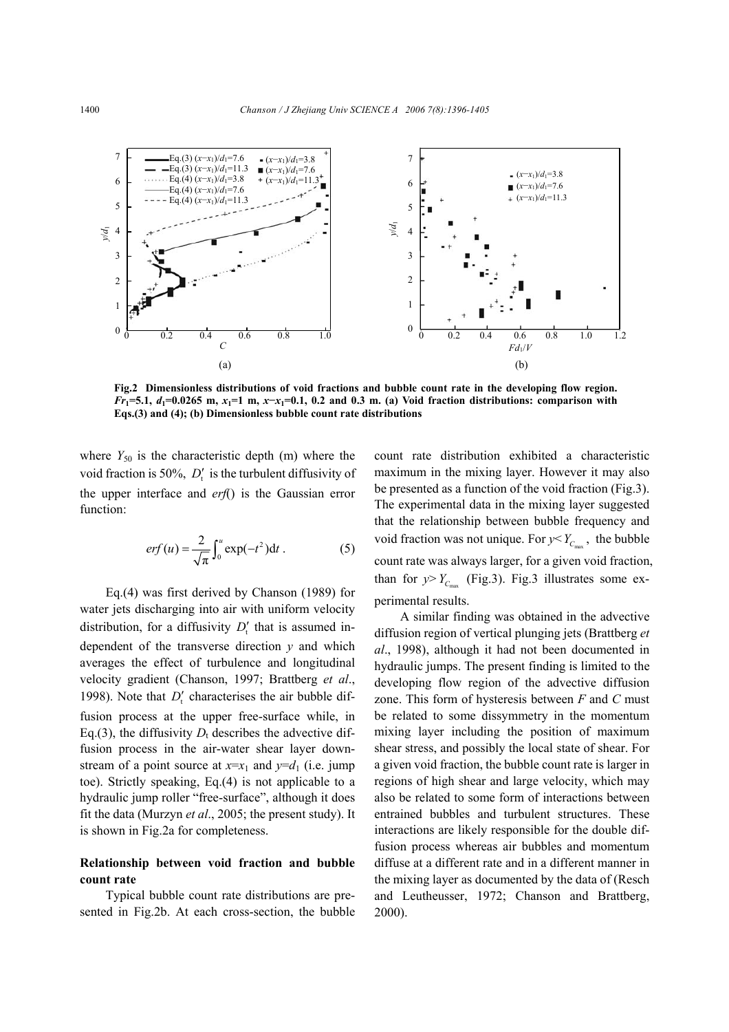**Fig.2 Dimensionless distributions of void fractions and bubble count rate in the developing flow region. $Fr_1$=5.1, $d_1$=0.0265 m, $x_1$=1 m, $x$−$x_1$=0.1, 0.2 and 0.3 m. (a) Void fraction distributions: comparison with Eqs.(3) and (4); (b) Dimensionless bubble count rate distributions**

where $Y_{50}$ is the characteristic depth (m) where the void fraction is 50%, $D'_t$ is the turbulent diffusivity of the upper interface and *erf*() is the Gaussian error function:

$$erf(u) = \frac{2}{\sqrt{\pi}} \int_0^u \exp(-t^2)\mathrm{d}t \,. \tag{5}$$

Eq.(4) was first derived by Chanson (1989) for water jets discharging into air with uniform velocity distribution, for a diffusivity $D'_t$ that is assumed independent of the transverse direction $y$ and which averages the effect of turbulence and longitudinal velocity gradient (Chanson, 1997; Brattberg *et al*., 1998). Note that $D'_t$ characterises the air bubble diffusion process at the upper free-surface while, in Eq.(3), the diffusivity $D_t$ describes the advective diffusion process in the air-water shear layer downstream of a point source at $x$=$x_1$ and $y$=$d_1$ (i.e. jump toe). Strictly speaking, Eq.(4) is not applicable to a hydraulic jump roller "free-surface", although it does fit the data (Murzyn *et al*., 2005; the present study). It is shown in Fig.2a for completeness.

## Relationship between void fraction and bubble count rate

Typical bubble count rate distributions are presented in Fig.2b. At each cross-section, the bubble count rate distribution exhibited a characteristic maximum in the mixing layer. However it may also be presented as a function of the void fraction (Fig.3). The experimental data in the mixing layer suggested that the relationship between bubble frequency and void fraction was not unique. For $y<Y_{C_{\max}}$, the bubble count rate was always larger, for a given void fraction, than for $y>Y_{C_{\max}}$ (Fig.3). Fig.3 illustrates some experimental results.

A similar finding was obtained in the advective diffusion region of vertical plunging jets (Brattberg *et al*., 1998), although it had not been documented in hydraulic jumps. The present finding is limited to the developing flow region of the advective diffusion zone. This form of hysteresis between $F$ and $C$ must be related to some dissymmetry in the momentum mixing layer including the position of maximum shear stress, and possibly the local state of shear. For a given void fraction, the bubble count rate is larger in regions of high shear and large velocity, which may also be related to some form of interactions between entrained bubbles and turbulent structures. These interactions are likely responsible for the double diffusion process whereas air bubbles and momentum diffuse at a different rate and in a different manner in the mixing layer as documented by the data of (Resch and Leutheusser, 1972; Chanson and Brattberg, 2000).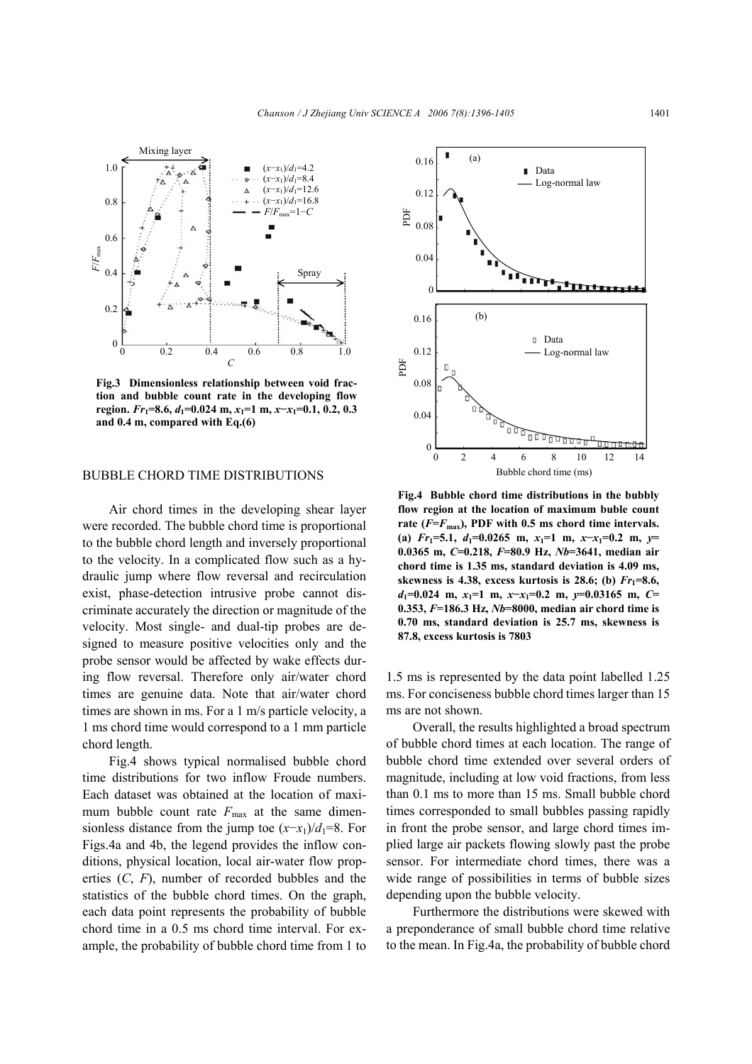Fig.3 Dimensionless relationship between void fraction and bubble count rate in the developing flow region. $Fr_1$=8.6, $d_1$=0.024 m, $x_1$=1 m, $x-x_1$=0.1, 0.2, 0.3 and 0.4 m, compared with Eq.(6)

Fig.4 Bubble chord time distributions in the bubbly flow region at the location of maximum buble count rate ($F$=$F_{max}$), PDF with 0.5 ms chord time intervals. (a) $Fr_1$=5.1, $d_1$=0.0265 m, $x_1$=1 m, $x-x_1$=0.2 m, $y$=0.0365 m, $C$=0.218, $F$=80.9 Hz, $Nb$=3641, median air chord time is 1.35 ms, standard deviation is 4.09 ms, skewness is 4.38, excess kurtosis is 28.6; (b) $Fr_1$=8.6, $d_1$=0.024 m, $x_1$=1 m, $x-x_1$=0.2 m, $y$=0.03165 m, $C$=0.353, $F$=186.3 Hz, $Nb$=8000, median air chord time is 0.70 ms, standard deviation is 25.7 ms, skewness is 87.8, excess kurtosis is 7803

## BUBBLE CHORD TIME DISTRIBUTIONS

Air chord times in the developing shear layer were recorded. The bubble chord time is proportional to the bubble chord length and inversely proportional to the velocity. In a complicated flow such as a hydraulic jump where flow reversal and recirculation exist, phase-detection intrusive probe cannot discriminate accurately the direction or magnitude of the velocity. Most single- and dual-tip probes are designed to measure positive velocities only and the probe sensor would be affected by wake effects during flow reversal. Therefore only air/water chord times are genuine data. Note that air/water chord times are shown in ms. For a 1 m/s particle velocity, a 1 ms chord time would correspond to a 1 mm particle chord length.

Fig.4 shows typical normalised bubble chord time distributions for two inflow Froude numbers. Each dataset was obtained at the location of maximum bubble count rate $F_{max}$ at the same dimensionless distance from the jump toe $(x-x_1)/d_1$=8. For Figs.4a and 4b, the legend provides the inflow conditions, physical location, local air-water flow properties ($C$, $F$), number of recorded bubbles and the statistics of the bubble chord times. On the graph, each data point represents the probability of bubble chord time in a 0.5 ms chord time interval. For example, the probability of bubble chord time from 1 to 1.5 ms is represented by the data point labelled 1.25 ms. For conciseness bubble chord times larger than 15 ms are not shown.

Overall, the results highlighted a broad spectrum of bubble chord times at each location. The range of bubble chord time extended over several orders of magnitude, including at low void fractions, from less than 0.1 ms to more than 15 ms. Small bubble chord times corresponded to small bubbles passing rapidly in front the probe sensor, and large chord times implied large air packets flowing slowly past the probe sensor. For intermediate chord times, there was a wide range of possibilities in terms of bubble sizes depending upon the bubble velocity.

Furthermore the distributions were skewed with a preponderance of small bubble chord time relative to the mean. In Fig.4a, the probability of bubble chord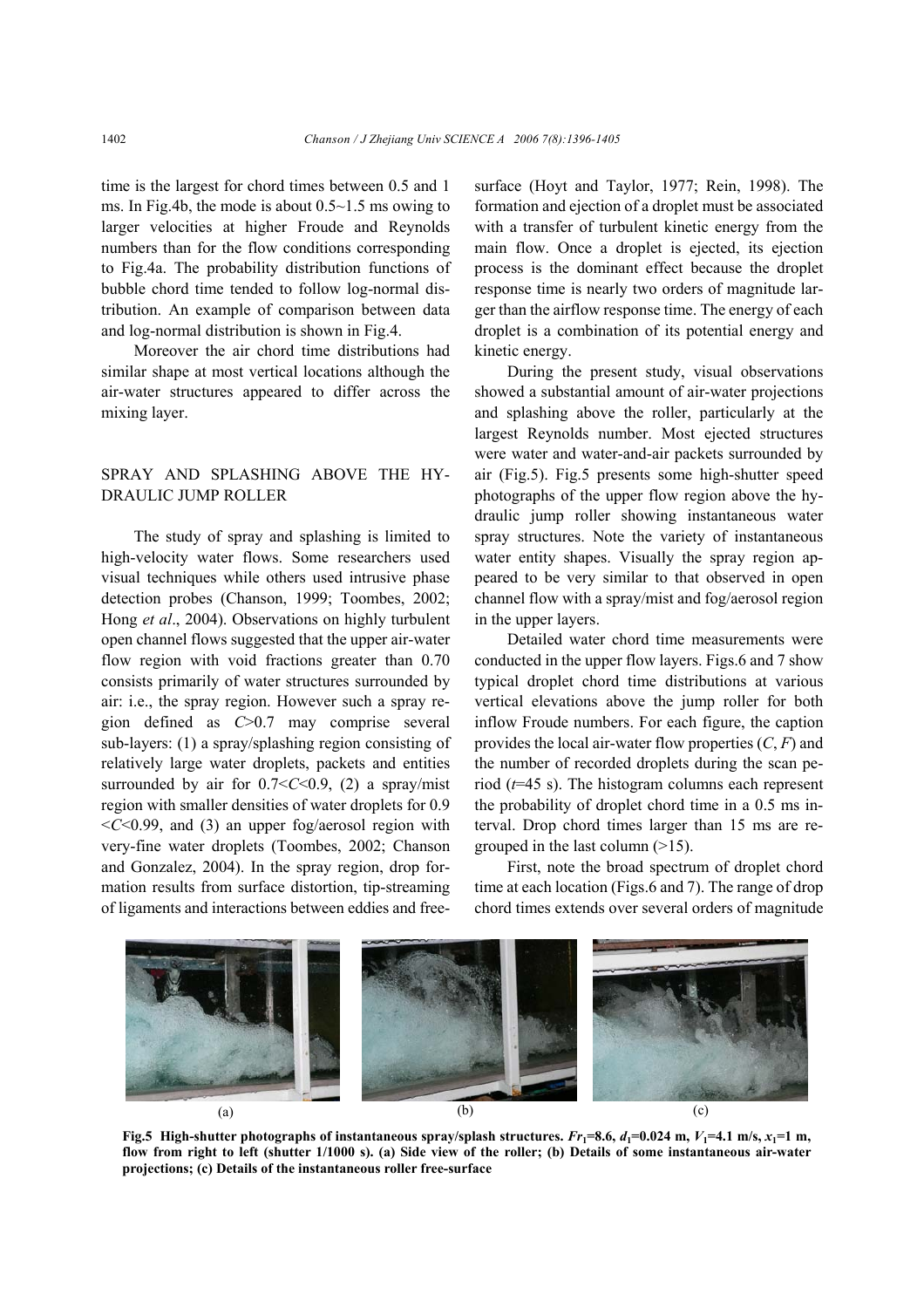time is the largest for chord times between 0.5 and 1 ms. In Fig.4b, the mode is about 0.5~1.5 ms owing to larger velocities at higher Froude and Reynolds numbers than for the flow conditions corresponding to Fig.4a. The probability distribution functions of bubble chord time tended to follow log-normal distribution. An example of comparison between data and log-normal distribution is shown in Fig.4.

Moreover the air chord time distributions had similar shape at most vertical locations although the air-water structures appeared to differ across the mixing layer.

## SPRAY AND SPLASHING ABOVE THE HYDRAULIC JUMP ROLLER

The study of spray and splashing is limited to high-velocity water flows. Some researchers used visual techniques while others used intrusive phase detection probes (Chanson, 1999; Toombes, 2002; Hong *et al*., 2004). Observations on highly turbulent open channel flows suggested that the upper air-water flow region with void fractions greater than 0.70 consists primarily of water structures surrounded by air: i.e., the spray region. However such a spray region defined as $C$>0.7 may comprise several sub-layers: (1) a spray/splashing region consisting of relatively large water droplets, packets and entities surrounded by air for $0.7<C<0.9$, (2) a spray/mist region with smaller densities of water droplets for $0.9<C<0.99$, and (3) an upper fog/aerosol region with very-fine water droplets (Toombes, 2002; Chanson and Gonzalez, 2004). In the spray region, drop formation results from surface distortion, tip-streaming of ligaments and interactions between eddies and free-surface (Hoyt and Taylor, 1977; Rein, 1998). The formation and ejection of a droplet must be associated with a transfer of turbulent kinetic energy from the main flow. Once a droplet is ejected, its ejection process is the dominant effect because the droplet response time is nearly two orders of magnitude larger than the airflow response time. The energy of each droplet is a combination of its potential energy and kinetic energy.

During the present study, visual observations showed a substantial amount of air-water projections and splashing above the roller, particularly at the largest Reynolds number. Most ejected structures were water and water-and-air packets surrounded by air (Fig.5). Fig.5 presents some high-shutter speed photographs of the upper flow region above the hydraulic jump roller showing instantaneous water spray structures. Note the variety of instantaneous water entity shapes. Visually the spray region appeared to be very similar to that observed in open channel flow with a spray/mist and fog/aerosol region in the upper layers.

Detailed water chord time measurements were conducted in the upper flow layers. Figs.6 and 7 show typical droplet chord time distributions at various vertical elevations above the jump roller for both inflow Froude numbers. For each figure, the caption provides the local air-water flow properties ($C$, $F$) and the number of recorded droplets during the scan period ($t$=45 s). The histogram columns each represent the probability of droplet chord time in a 0.5 ms interval. Drop chord times larger than 15 ms are regrouped in the last column (>15).

First, note the broad spectrum of droplet chord time at each location (Figs.6 and 7). The range of drop chord times extends over several orders of magnitude

(a) (b) (c)

**Fig.5 High-shutter photographs of instantaneous spray/splash structures. $Fr_1$=8.6, $d_1$=0.024 m, $V_1$=4.1 m/s, $x_1$=1 m, flow from right to left (shutter 1/1000 s). (a) Side view of the roller; (b) Details of some instantaneous air-water projections; (c) Details of the instantaneous roller free-surface**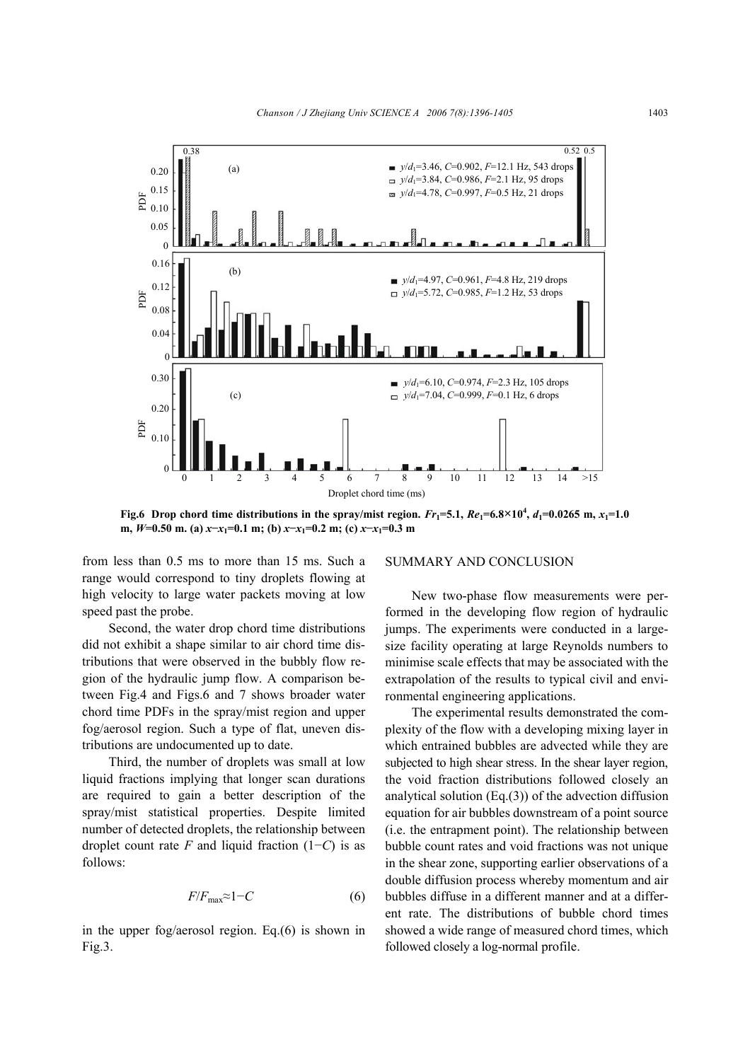**Fig.6 Drop chord time distributions in the spray/mist region.** $Fr_1$=5.1, $Re_1$=6.8×10$^4$, $d_1$=0.0265 m, $x_1$=1.0 m, $W$=0.50 m. (a) $x-x_1$=0.1 m; (b) $x-x_1$=0.2 m; (c) $x-x_1$=0.3 m

from less than 0.5 ms to more than 15 ms. Such a range would correspond to tiny droplets flowing at high velocity to large water packets moving at low speed past the probe.

Second, the water drop chord time distributions did not exhibit a shape similar to air chord time distributions that were observed in the bubbly flow region of the hydraulic jump flow. A comparison between Fig.4 and Figs.6 and 7 shows broader water chord time PDFs in the spray/mist region and upper fog/aerosol region. Such a type of flat, uneven distributions are undocumented up to date.

Third, the number of droplets was small at low liquid fractions implying that longer scan durations are required to gain a better description of the spray/mist statistical properties. Despite limited number of detected droplets, the relationship between droplet count rate $F$ and liquid fraction $(1-C)$ is as follows:

$$F/F_{max} \approx 1-C \tag{6}$$

in the upper fog/aerosol region. Eq.(6) is shown in Fig.3.

## SUMMARY AND CONCLUSION

New two-phase flow measurements were performed in the developing flow region of hydraulic jumps. The experiments were conducted in a large-size facility operating at large Reynolds numbers to minimise scale effects that may be associated with the extrapolation of the results to typical civil and environmental engineering applications.

The experimental results demonstrated the complexity of the flow with a developing mixing layer in which entrained bubbles are advected while they are subjected to high shear stress. In the shear layer region, the void fraction distributions followed closely an analytical solution (Eq.(3)) of the advection diffusion equation for air bubbles downstream of a point source (i.e. the entrapment point). The relationship between bubble count rates and void fractions was not unique in the shear zone, supporting earlier observations of a double diffusion process whereby momentum and air bubbles diffuse in a different manner and at a different rate. The distributions of bubble chord times showed a wide range of measured chord times, which followed closely a log-normal profile.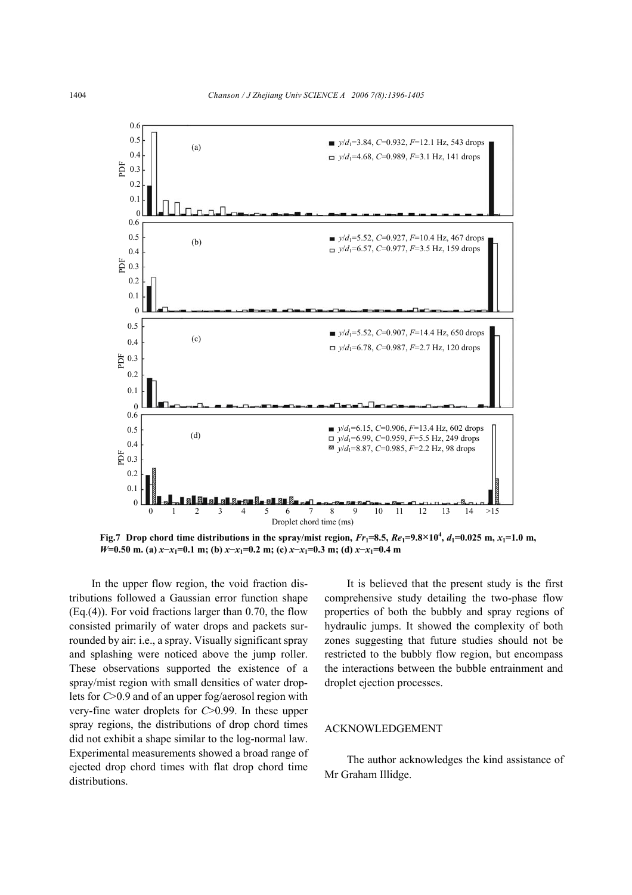Fig.7 Drop chord time distributions in the spray/mist region, $Fr_1$=8.5, $Re_1$=9.8×10$^4$, $d_1$=0.025 m, $x_1$=1.0 m, $W$=0.50 m. (a) $x-x_1$=0.1 m; (b) $x-x_1$=0.2 m; (c) $x-x_1$=0.3 m; (d) $x-x_1$=0.4 m

In the upper flow region, the void fraction distributions followed a Gaussian error function shape (Eq.(4)). For void fractions larger than 0.70, the flow consisted primarily of water drops and packets surrounded by air: i.e., a spray. Visually significant spray and splashing were noticed above the jump roller. These observations supported the existence of a spray/mist region with small densities of water droplets for $C$>0.9 and of an upper fog/aerosol region with very-fine water droplets for $C$>0.99. In these upper spray regions, the distributions of drop chord times did not exhibit a shape similar to the log-normal law. Experimental measurements showed a broad range of ejected drop chord times with flat drop chord time distributions.

It is believed that the present study is the first comprehensive study detailing the two-phase flow properties of both the bubbly and spray regions of hydraulic jumps. It showed the complexity of both zones suggesting that future studies should not be restricted to the bubbly flow region, but encompass the interactions between the bubble entrainment and droplet ejection processes.

## ACKNOWLEDGEMENT

The author acknowledges the kind assistance of Mr Graham Illidge.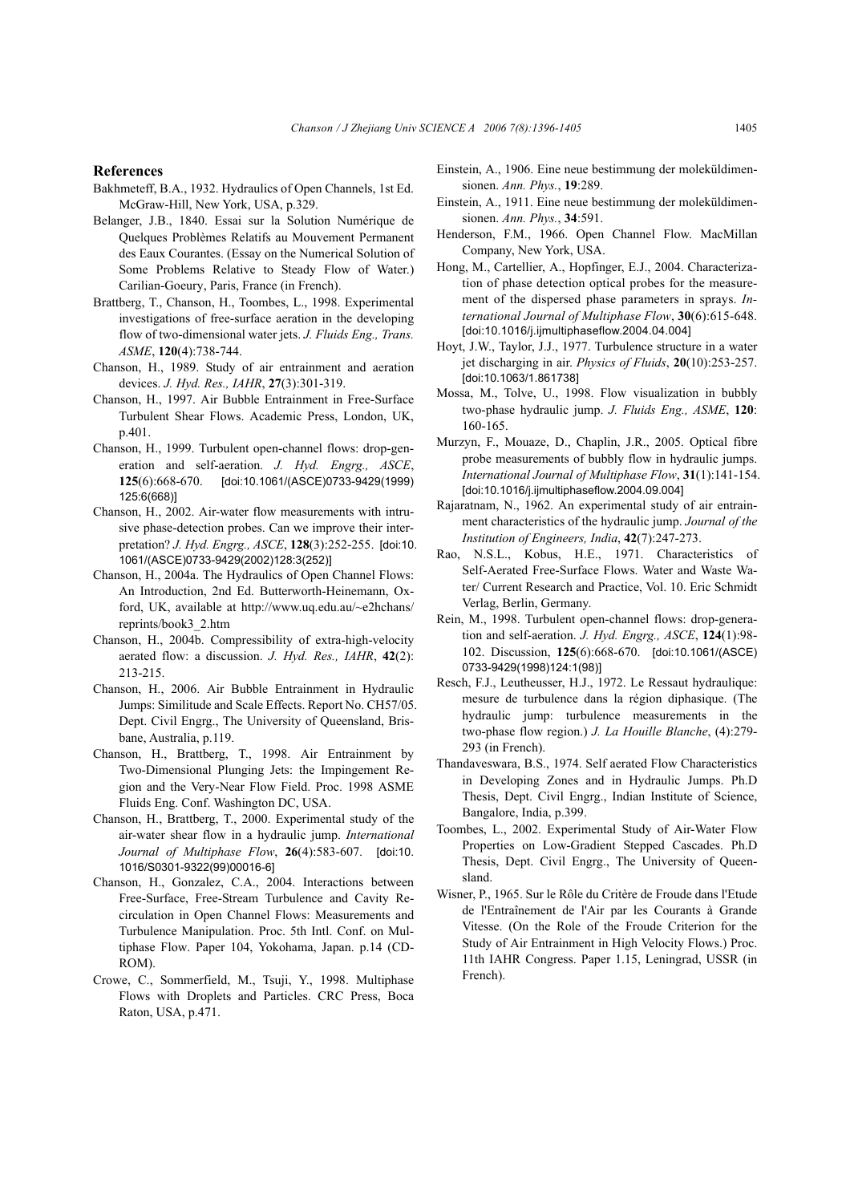## References

Bakhmeteff, B.A., 1932. Hydraulics of Open Channels, 1st Ed. McGraw-Hill, New York, USA, p.329.

Belanger, J.B., 1840. Essai sur la Solution Numérique de Quelques Problèmes Relatifs au Mouvement Permanent des Eaux Courantes. (Essay on the Numerical Solution of Some Problems Relative to Steady Flow of Water.) Carilian-Goeury, Paris, France (in French).

Brattberg, T., Chanson, H., Toombes, L., 1998. Experimental investigations of free-surface aeration in the developing flow of two-dimensional water jets. *J. Fluids Eng., Trans. ASME*, **120**(4):738-744.

Chanson, H., 1989. Study of air entrainment and aeration devices. *J. Hyd. Res., IAHR*, **27**(3):301-319.

Chanson, H., 1997. Air Bubble Entrainment in Free-Surface Turbulent Shear Flows. Academic Press, London, UK, p.401.

Chanson, H., 1999. Turbulent open-channel flows: drop-generation and self-aeration. *J. Hyd. Engrg., ASCE*, **125**(6):668-670. [doi:10.1061/(ASCE)0733-9429(1999)125:6(668)]

Chanson, H., 2002. Air-water flow measurements with intrusive phase-detection probes. Can we improve their interpretation? *J. Hyd. Engrg., ASCE*, **128**(3):252-255. [doi:10.1061/(ASCE)0733-9429(2002)128:3(252)]

Chanson, H., 2004a. The Hydraulics of Open Channel Flows: An Introduction, 2nd Ed. Butterworth-Heinemann, Oxford, UK, available at http://www.uq.edu.au/~e2hchans/reprints/book3_2.htm

Chanson, H., 2004b. Compressibility of extra-high-velocity aerated flow: a discussion. *J. Hyd. Res., IAHR*, **42**(2):213-215.

Chanson, H., 2006. Air Bubble Entrainment in Hydraulic Jumps: Similitude and Scale Effects. Report No. CH57/05. Dept. Civil Engrg., The University of Queensland, Brisbane, Australia, p.119.

Chanson, H., Brattberg, T., 1998. Air Entrainment by Two-Dimensional Plunging Jets: the Impingement Region and the Very-Near Flow Field. Proc. 1998 ASME Fluids Eng. Conf. Washington DC, USA.

Chanson, H., Brattberg, T., 2000. Experimental study of the air-water shear flow in a hydraulic jump. *International Journal of Multiphase Flow*, **26**(4):583-607. [doi:10.1016/S0301-9322(99)00016-6]

Chanson, H., Gonzalez, C.A., 2004. Interactions between Free-Surface, Free-Stream Turbulence and Cavity Recirculation in Open Channel Flows: Measurements and Turbulence Manipulation. Proc. 5th Intl. Conf. on Multiphase Flow. Paper 104, Yokohama, Japan. p.14 (CD-ROM).

Crowe, C., Sommerfield, M., Tsuji, Y., 1998. Multiphase Flows with Droplets and Particles. CRC Press, Boca Raton, USA, p.471.

Einstein, A., 1906. Eine neue bestimmung der moleküldimensionen. *Ann. Phys.*, **19**:289.

Einstein, A., 1911. Eine neue bestimmung der moleküldimensionen. *Ann. Phys.*, **34**:591.

Henderson, F.M., 1966. Open Channel Flow. MacMillan Company, New York, USA.

Hong, M., Cartellier, A., Hopfinger, E.J., 2004. Characterization of phase detection optical probes for the measurement of the dispersed phase parameters in sprays. *International Journal of Multiphase Flow*, **30**(6):615-648. [doi:10.1016/j.ijmultiphaseflow.2004.04.004]

Hoyt, J.W., Taylor, J.J., 1977. Turbulence structure in a water jet discharging in air. *Physics of Fluids*, **20**(10):253-257. [doi:10.1063/1.861738]

Mossa, M., Tolve, U., 1998. Flow visualization in bubbly two-phase hydraulic jump. *J. Fluids Eng., ASME*, **120**:160-165.

Murzyn, F., Mouaze, D., Chaplin, J.R., 2005. Optical fibre probe measurements of bubbly flow in hydraulic jumps. *International Journal of Multiphase Flow*, **31**(1):141-154. [doi:10.1016/j.ijmultiphaseflow.2004.09.004]

Rajaratnam, N., 1962. An experimental study of air entrainment characteristics of the hydraulic jump. *Journal of the Institution of Engineers, India*, **42**(7):247-273.

Rao, N.S.L., Kobus, H.E., 1971. Characteristics of Self-Aerated Free-Surface Flows. Water and Waste Water/ Current Research and Practice, Vol. 10. Eric Schmidt Verlag, Berlin, Germany.

Rein, M., 1998. Turbulent open-channel flows: drop-generation and self-aeration. *J. Hyd. Engrg., ASCE*, **124**(1):98-102. Discussion, **125**(6):668-670. [doi:10.1061/(ASCE)0733-9429(1998)124:1(98)]

Resch, F.J., Leutheusser, H.J., 1972. Le Ressaut hydraulique: mesure de turbulence dans la région diphasique. (The hydraulic jump: turbulence measurements in the two-phase flow region.) *J. La Houille Blanche*, (4):279-293 (in French).

Thandaveswara, B.S., 1974. Self aerated Flow Characteristics in Developing Zones and in Hydraulic Jumps. Ph.D Thesis, Dept. Civil Engrg., Indian Institute of Science, Bangalore, India, p.399.

Toombes, L., 2002. Experimental Study of Air-Water Flow Properties on Low-Gradient Stepped Cascades. Ph.D Thesis, Dept. Civil Engrg., The University of Queensland.

Wisner, P., 1965. Sur le Rôle du Critère de Froude dans l'Etude de l'Entraînement de l'Air par les Courants à Grande Vitesse. (On the Role of the Froude Criterion for the Study of Air Entrainment in High Velocity Flows.) Proc. 11th IAHR Congress. Paper 1.15, Leningrad, USSR (in French).